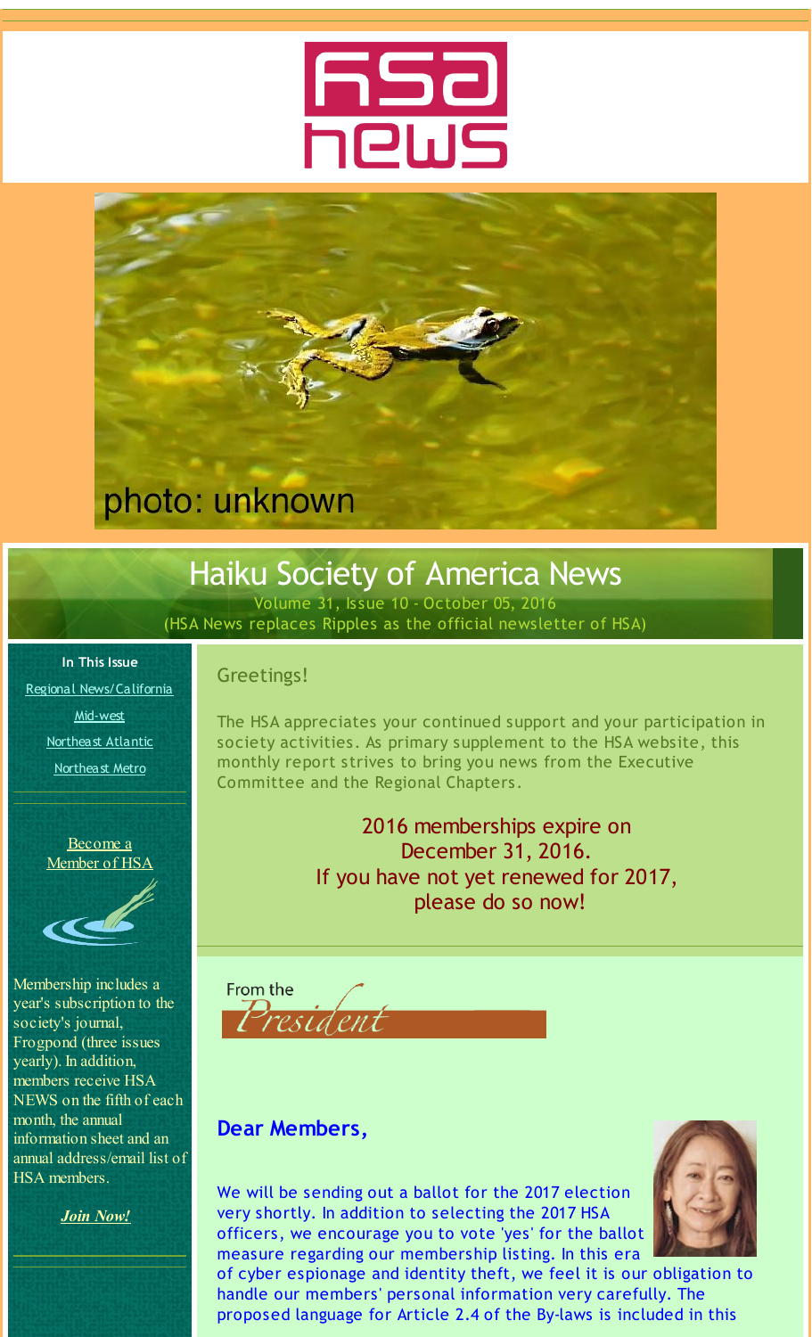# HSA news

photo: unknown

## Haiku Society of America News

Volume 31, Issue 10 - October 05, 2016

(HSA News replaces Ripples as the official newsletter of HSA)

**In This Issue**

Regional News/California

Mid-west

Northeast Atlantic

Northeast Metro

Become a Member of HSA

Membership includes a year's subscription to the society's journal, Frogpond (three issues yearly). In addition, members receive HSA NEWS on the fifth of each month, the annual information sheet and an annual address/email list of HSA members.

***Join Now!***

Greetings!

The HSA appreciates your continued support and your participation in society activities. As primary supplement to the HSA website, this monthly report strives to bring you news from the Executive Committee and the Regional Chapters.

2016 memberships expire on December 31, 2016.
If you have not yet renewed for 2017, please do so now!

## From the President

### Dear Members,

We will be sending out a ballot for the 2017 election very shortly. In addition to selecting the 2017 HSA officers, we encourage you to vote 'yes' for the ballot measure regarding our membership listing. In this era of cyber espionage and identity theft, we feel it is our obligation to handle our members' personal information very carefully. The proposed language for Article 2.4 of the By-laws is included in this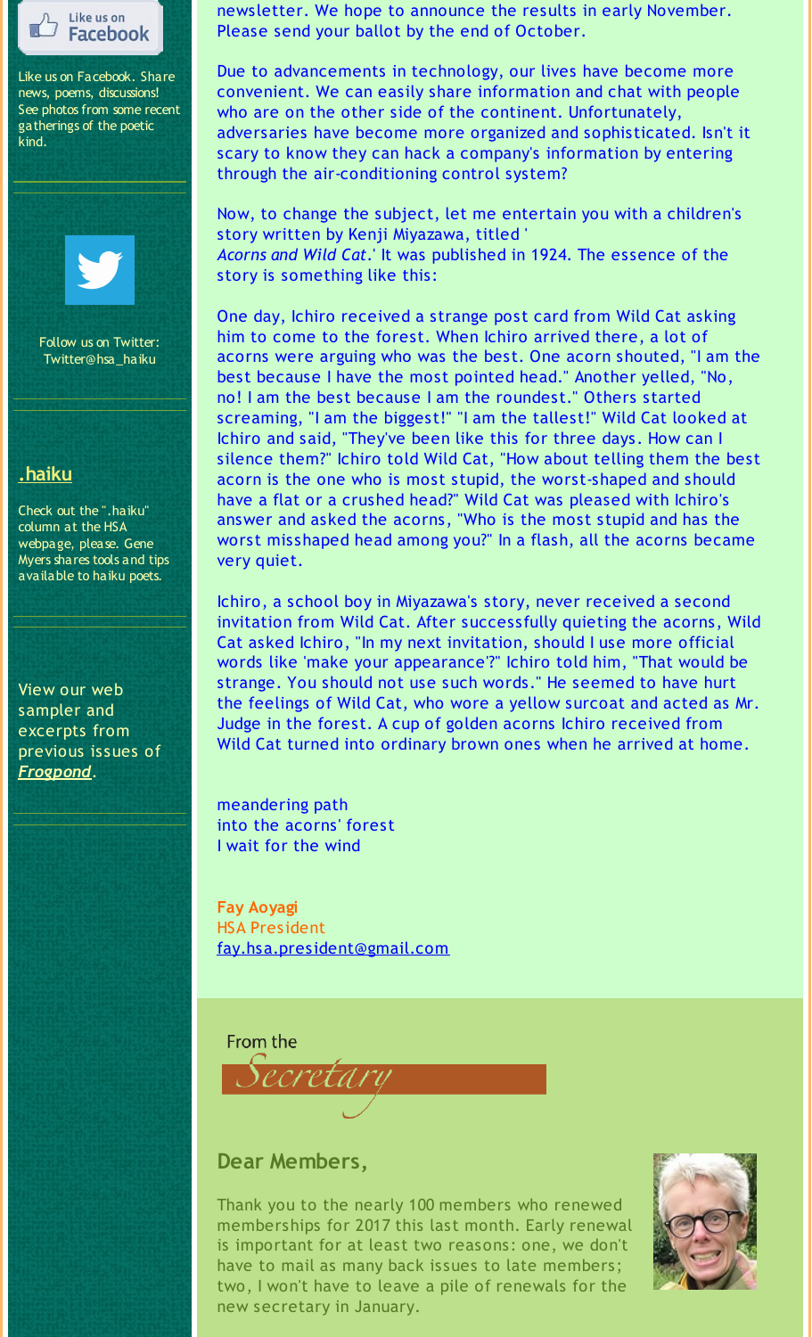Like us on Facebook. Share news, poems, discussions! See photos from some recent gatherings of the poetic kind.

Follow us on Twitter: Twitter@hsa_haiku

**.haiku**

Check out the ".haiku" column at the HSA webpage, please. Gene Myers shares tools and tips available to haiku poets.

View our web sampler and excerpts from previous issues of ***Frogpond***.

newsletter. We hope to announce the results in early November. Please send your ballot by the end of October.

Due to advancements in technology, our lives have become more convenient. We can easily share information and chat with people who are on the other side of the continent. Unfortunately, adversaries have become more organized and sophisticated. Isn't it scary to know they can hack a company's information by entering through the air-conditioning control system?

Now, to change the subject, let me entertain you with a children's story written by Kenji Miyazawa, titled '*Acorns and Wild Cat*.' It was published in 1924. The essence of the story is something like this:

One day, Ichiro received a strange post card from Wild Cat asking him to come to the forest. When Ichiro arrived there, a lot of acorns were arguing who was the best. One acorn shouted, "I am the best because I have the most pointed head." Another yelled, "No, no! I am the best because I am the roundest." Others started screaming, "I am the biggest!" "I am the tallest!" Wild Cat looked at Ichiro and said, "They've been like this for three days. How can I silence them?" Ichiro told Wild Cat, "How about telling them the best acorn is the one who is most stupid, the worst-shaped and should have a flat or a crushed head?" Wild Cat was pleased with Ichiro's answer and asked the acorns, "Who is the most stupid and has the worst misshaped head among you?" In a flash, all the acorns became very quiet.

Ichiro, a school boy in Miyazawa's story, never received a second invitation from Wild Cat. After successfully quieting the acorns, Wild Cat asked Ichiro, "In my next invitation, should I use more official words like 'make your appearance'?" Ichiro told him, "That would be strange. You should not use such words." He seemed to have hurt the feelings of Wild Cat, who wore a yellow surcoat and acted as Mr. Judge in the forest. A cup of golden acorns Ichiro received from Wild Cat turned into ordinary brown ones when he arrived at home.

meandering path
into the acorns' forest
I wait for the wind

**Fay Aoyagi**
HSA President
fay.hsa.president@gmail.com

## From the Secretary

### Dear Members,

Thank you to the nearly 100 members who renewed memberships for 2017 this last month. Early renewal is important for at least two reasons: one, we don't have to mail as many back issues to late members; two, I won't have to leave a pile of renewals for the new secretary in January.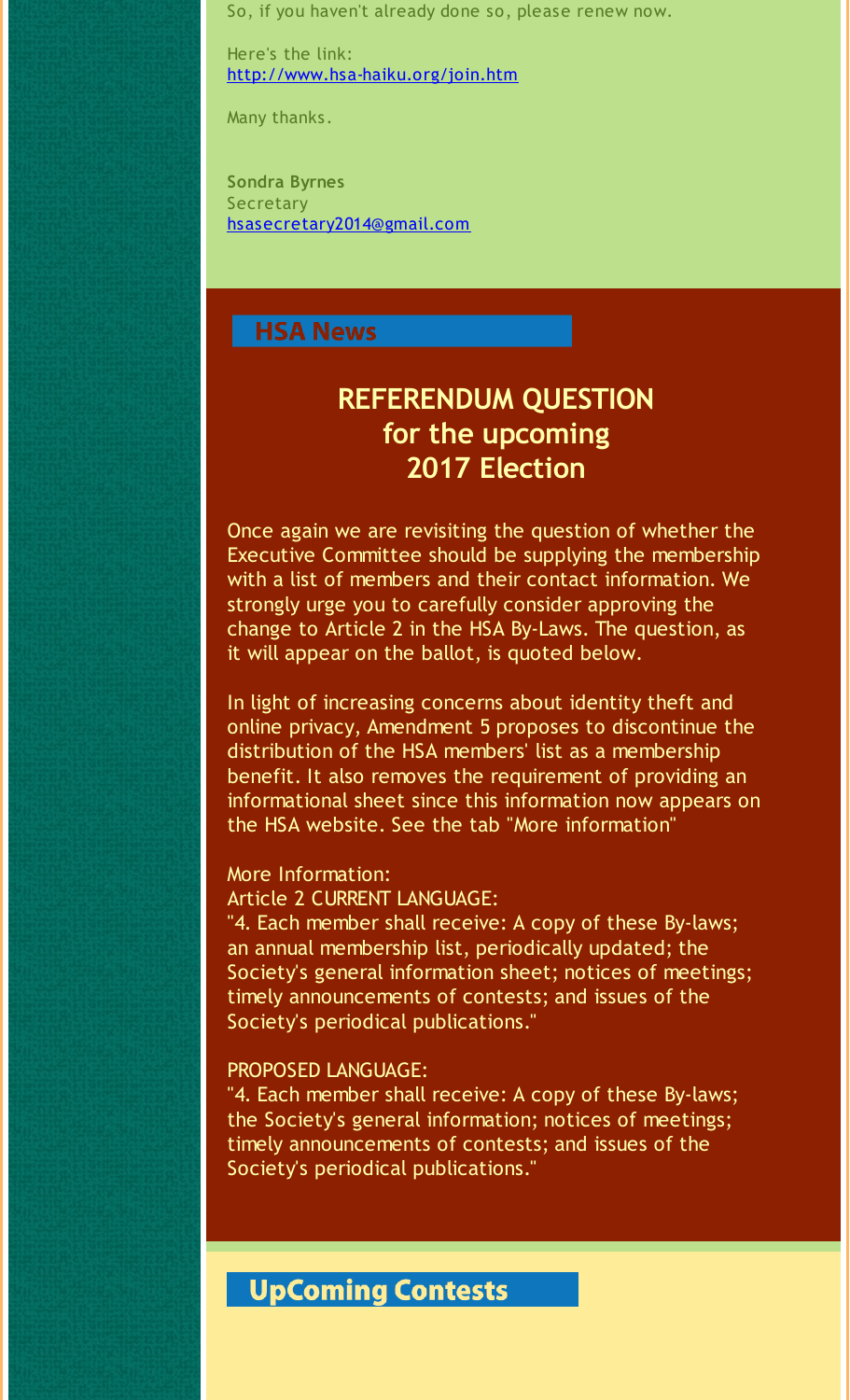So, if you haven't already done so, please renew now.

Here's the link:
http://www.hsa-haiku.org/join.htm

Many thanks.

**Sondra Byrnes**
Secretary
hsasecretary2014@gmail.com

## HSA News

# REFERENDUM QUESTION for the upcoming 2017 Election

Once again we are revisiting the question of whether the Executive Committee should be supplying the membership with a list of members and their contact information. We strongly urge you to carefully consider approving the change to Article 2 in the HSA By-Laws. The question, as it will appear on the ballot, is quoted below.

In light of increasing concerns about identity theft and online privacy, Amendment 5 proposes to discontinue the distribution of the HSA members' list as a membership benefit. It also removes the requirement of providing an informational sheet since this information now appears on the HSA website. See the tab "More information"

More Information:
Article 2 CURRENT LANGUAGE:
"4. Each member shall receive: A copy of these By-laws; an annual membership list, periodically updated; the Society's general information sheet; notices of meetings; timely announcements of contests; and issues of the Society's periodical publications."

PROPOSED LANGUAGE:
"4. Each member shall receive: A copy of these By-laws; the Society's general information; notices of meetings; timely announcements of contests; and issues of the Society's periodical publications."

## UpComing Contests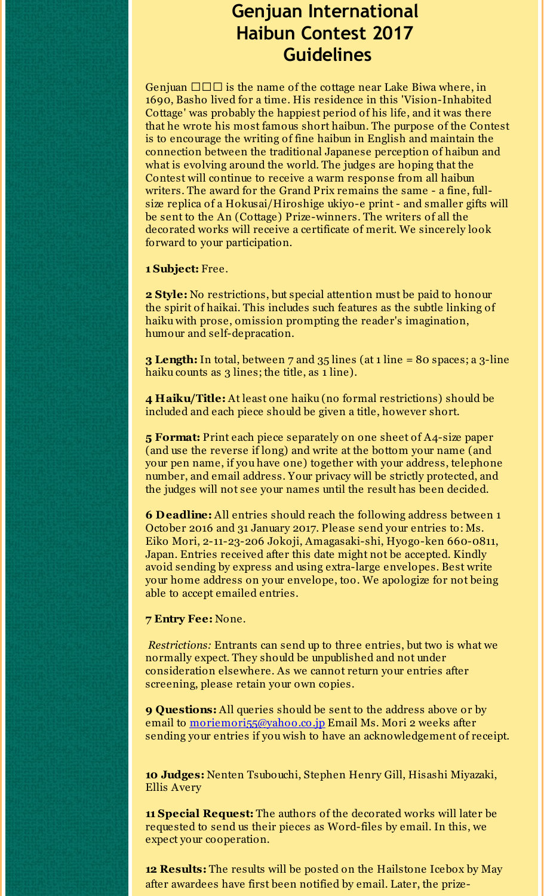# Genjuan International Haibun Contest 2017 Guidelines

Genjuan □□□ is the name of the cottage near Lake Biwa where, in 1690, Basho lived for a time. His residence in this 'Vision-Inhabited Cottage' was probably the happiest period of his life, and it was there that he wrote his most famous short haibun. The purpose of the Contest is to encourage the writing of fine haibun in English and maintain the connection between the traditional Japanese perception of haibun and what is evolving around the world. The judges are hoping that the Contest will continue to receive a warm response from all haibun writers. The award for the Grand Prix remains the same - a fine, full-size replica of a Hokusai/Hiroshige ukiyo-e print - and smaller gifts will be sent to the An (Cottage) Prize-winners. The writers of all the decorated works will receive a certificate of merit. We sincerely look forward to your participation.

**1 Subject:** Free.

**2 Style:** No restrictions, but special attention must be paid to honour the spirit of haikai. This includes such features as the subtle linking of haiku with prose, omission prompting the reader's imagination, humour and self-depracation.

**3 Length:** In total, between 7 and 35 lines (at 1 line = 80 spaces; a 3-line haiku counts as 3 lines; the title, as 1 line).

**4 Haiku/Title:** At least one haiku (no formal restrictions) should be included and each piece should be given a title, however short.

**5 Format:** Print each piece separately on one sheet of A4-size paper (and use the reverse if long) and write at the bottom your name (and your pen name, if you have one) together with your address, telephone number, and email address. Your privacy will be strictly protected, and the judges will not see your names until the result has been decided.

**6 Deadline:** All entries should reach the following address between 1 October 2016 and 31 January 2017. Please send your entries to: Ms. Eiko Mori, 2-11-23-206 Jokoji, Amagasaki-shi, Hyogo-ken 660-0811, Japan. Entries received after this date might not be accepted. Kindly avoid sending by express and using extra-large envelopes. Best write your home address on your envelope, too. We apologize for not being able to accept emailed entries.

**7 Entry Fee:** None.

*Restrictions:* Entrants can send up to three entries, but two is what we normally expect. They should be unpublished and not under consideration elsewhere. As we cannot return your entries after screening, please retain your own copies.

**9 Questions:** All queries should be sent to the address above or by email to moriemori55@yahoo.co.jp Email Ms. Mori 2 weeks after sending your entries if you wish to have an acknowledgement of receipt.

**10 Judges:** Nenten Tsubouchi, Stephen Henry Gill, Hisashi Miyazaki, Ellis Avery

**11 Special Request:** The authors of the decorated works will later be requested to send us their pieces as Word-files by email. In this, we expect your cooperation.

**12 Results:** The results will be posted on the Hailstone Icebox by May after awardees have first been notified by email. Later, the prize-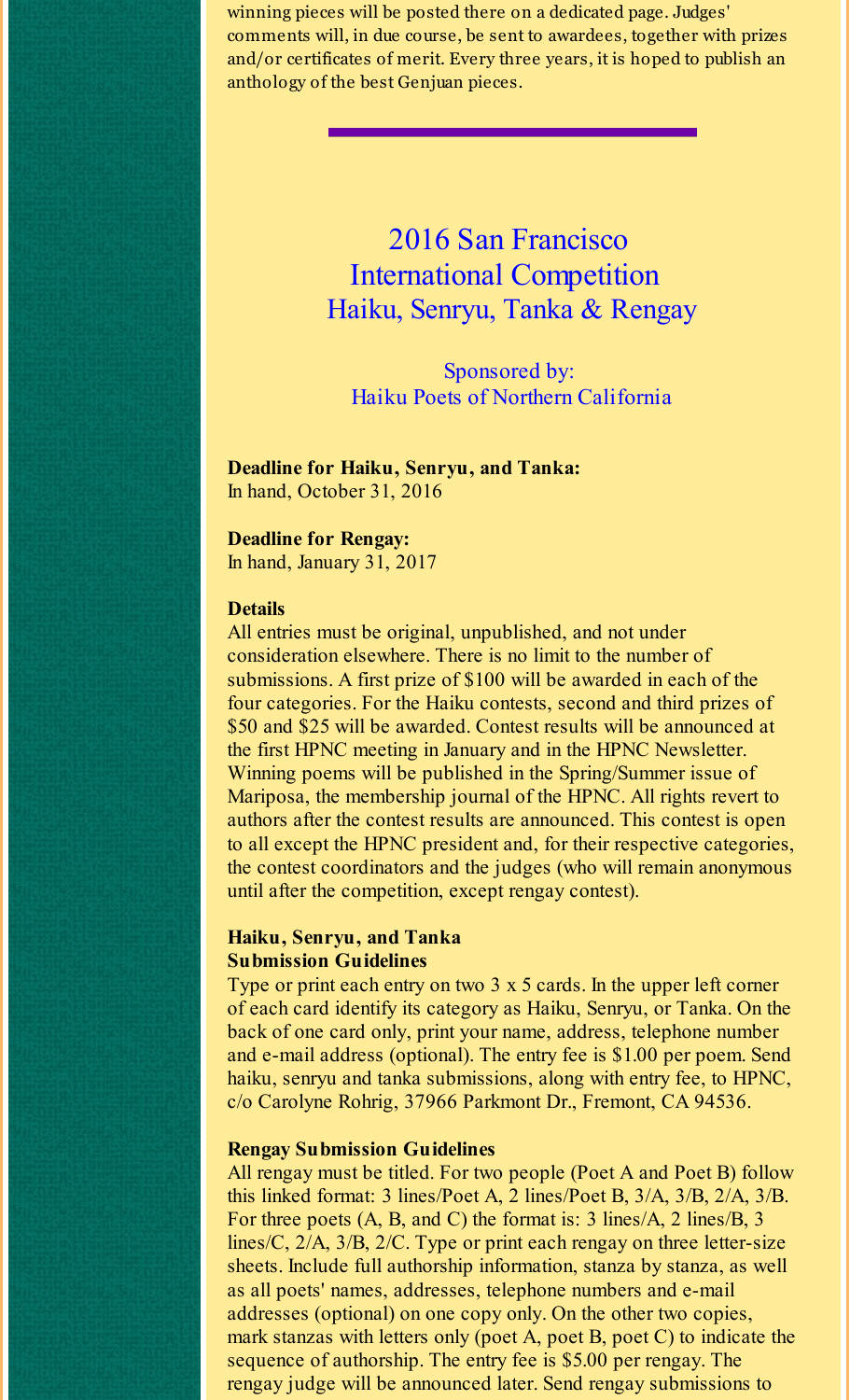winning pieces will be posted there on a dedicated page. Judges' comments will, in due course, be sent to awardees, together with prizes and/or certificates of merit. Every three years, it is hoped to publish an anthology of the best Genjuan pieces.

---

## 2016 San Francisco International Competition Haiku, Senryu, Tanka & Rengay

Sponsored by:
Haiku Poets of Northern California

**Deadline for Haiku, Senryu, and Tanka:**
In hand, October 31, 2016

**Deadline for Rengay:**
In hand, January 31, 2017

**Details**
All entries must be original, unpublished, and not under consideration elsewhere. There is no limit to the number of submissions. A first prize of $100 will be awarded in each of the four categories. For the Haiku contests, second and third prizes of $50 and $25 will be awarded. Contest results will be announced at the first HPNC meeting in January and in the HPNC Newsletter. Winning poems will be published in the Spring/Summer issue of Mariposa, the membership journal of the HPNC. All rights revert to authors after the contest results are announced. This contest is open to all except the HPNC president and, for their respective categories, the contest coordinators and the judges (who will remain anonymous until after the competition, except rengay contest).

**Haiku, Senryu, and Tanka**
**Submission Guidelines**
Type or print each entry on two 3 x 5 cards. In the upper left corner of each card identify its category as Haiku, Senryu, or Tanka. On the back of one card only, print your name, address, telephone number and e-mail address (optional). The entry fee is $1.00 per poem. Send haiku, senryu and tanka submissions, along with entry fee, to HPNC, c/o Carolyne Rohrig, 37966 Parkmont Dr., Fremont, CA 94536.

**Rengay Submission Guidelines**
All rengay must be titled. For two people (Poet A and Poet B) follow this linked format: 3 lines/Poet A, 2 lines/Poet B, 3/A, 3/B, 2/A, 3/B. For three poets (A, B, and C) the format is: 3 lines/A, 2 lines/B, 3 lines/C, 2/A, 3/B, 2/C. Type or print each rengay on three letter-size sheets. Include full authorship information, stanza by stanza, as well as all poets' names, addresses, telephone numbers and e-mail addresses (optional) on one copy only. On the other two copies, mark stanzas with letters only (poet A, poet B, poet C) to indicate the sequence of authorship. The entry fee is $5.00 per rengay. The rengay judge will be announced later. Send rengay submissions to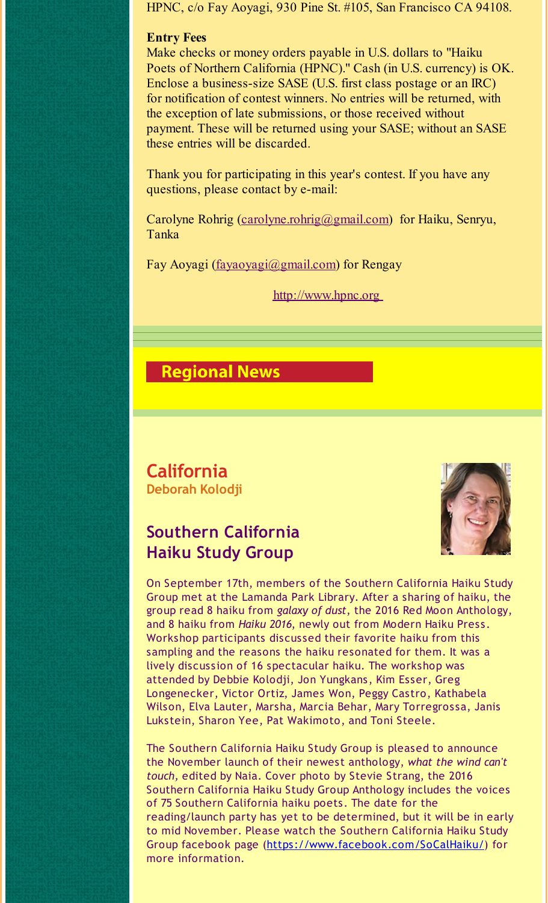HPNC, c/o Fay Aoyagi, 930 Pine St. #105, San Francisco CA 94108.

**Entry Fees**

Make checks or money orders payable in U.S. dollars to "Haiku Poets of Northern California (HPNC)." Cash (in U.S. currency) is OK. Enclose a business-size SASE (U.S. first class postage or an IRC) for notification of contest winners. No entries will be returned, with the exception of late submissions, or those received without payment. These will be returned using your SASE; without an SASE these entries will be discarded.

Thank you for participating in this year's contest. If you have any questions, please contact by e-mail:

Carolyne Rohrig (carolyne.rohrig@gmail.com) for Haiku, Senryu, Tanka

Fay Aoyagi (fayaoyagi@gmail.com) for Rengay

http://www.hpnc.org

## Regional News

## California

**Deborah Kolodji**

### Southern California Haiku Study Group

On September 17th, members of the Southern California Haiku Study Group met at the Lamanda Park Library. After a sharing of haiku, the group read 8 haiku from *galaxy of dust*, the 2016 Red Moon Anthology, and 8 haiku from *Haiku 2016*, newly out from Modern Haiku Press. Workshop participants discussed their favorite haiku from this sampling and the reasons the haiku resonated for them. It was a lively discussion of 16 spectacular haiku. The workshop was attended by Debbie Kolodji, Jon Yungkans, Kim Esser, Greg Longenecker, Victor Ortiz, James Won, Peggy Castro, Kathabela Wilson, Elva Lauter, Marsha, Marcia Behar, Mary Torregrossa, Janis Lukstein, Sharon Yee, Pat Wakimoto, and Toni Steele.

The Southern California Haiku Study Group is pleased to announce the November launch of their newest anthology, *what the wind can't touch*, edited by Naia. Cover photo by Stevie Strang, the 2016 Southern California Haiku Study Group Anthology includes the voices of 75 Southern California haiku poets. The date for the reading/launch party has yet to be determined, but it will be in early to mid November. Please watch the Southern California Haiku Study Group facebook page (https://www.facebook.com/SoCalHaiku/) for more information.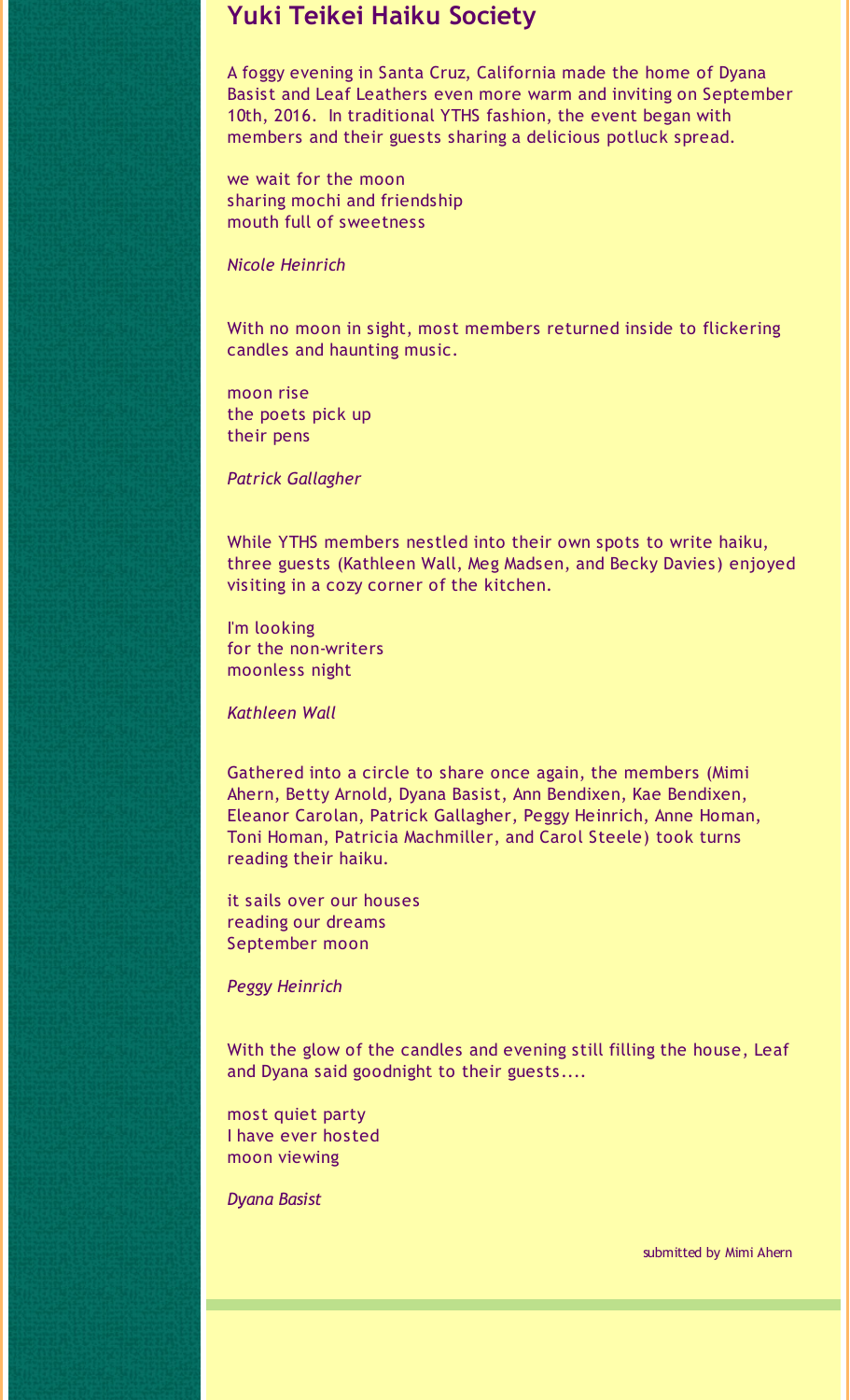## Yuki Teikei Haiku Society

A foggy evening in Santa Cruz, California made the home of Dyana Basist and Leaf Leathers even more warm and inviting on September 10th, 2016. In traditional YTHS fashion, the event began with members and their guests sharing a delicious potluck spread.

we wait for the moon  
sharing mochi and friendship  
mouth full of sweetness

*Nicole Heinrich*

With no moon in sight, most members returned inside to flickering candles and haunting music.

moon rise  
the poets pick up  
their pens

*Patrick Gallagher*

While YTHS members nestled into their own spots to write haiku, three guests (Kathleen Wall, Meg Madsen, and Becky Davies) enjoyed visiting in a cozy corner of the kitchen.

I'm looking  
for the non-writers  
moonless night

*Kathleen Wall*

Gathered into a circle to share once again, the members (Mimi Ahern, Betty Arnold, Dyana Basist, Ann Bendixen, Kae Bendixen, Eleanor Carolan, Patrick Gallagher, Peggy Heinrich, Anne Homan, Toni Homan, Patricia Machmiller, and Carol Steele) took turns reading their haiku.

it sails over our houses  
reading our dreams  
September moon

*Peggy Heinrich*

With the glow of the candles and evening still filling the house, Leaf and Dyana said goodnight to their guests....

most quiet party  
I have ever hosted  
moon viewing

*Dyana Basist*

submitted by Mimi Ahern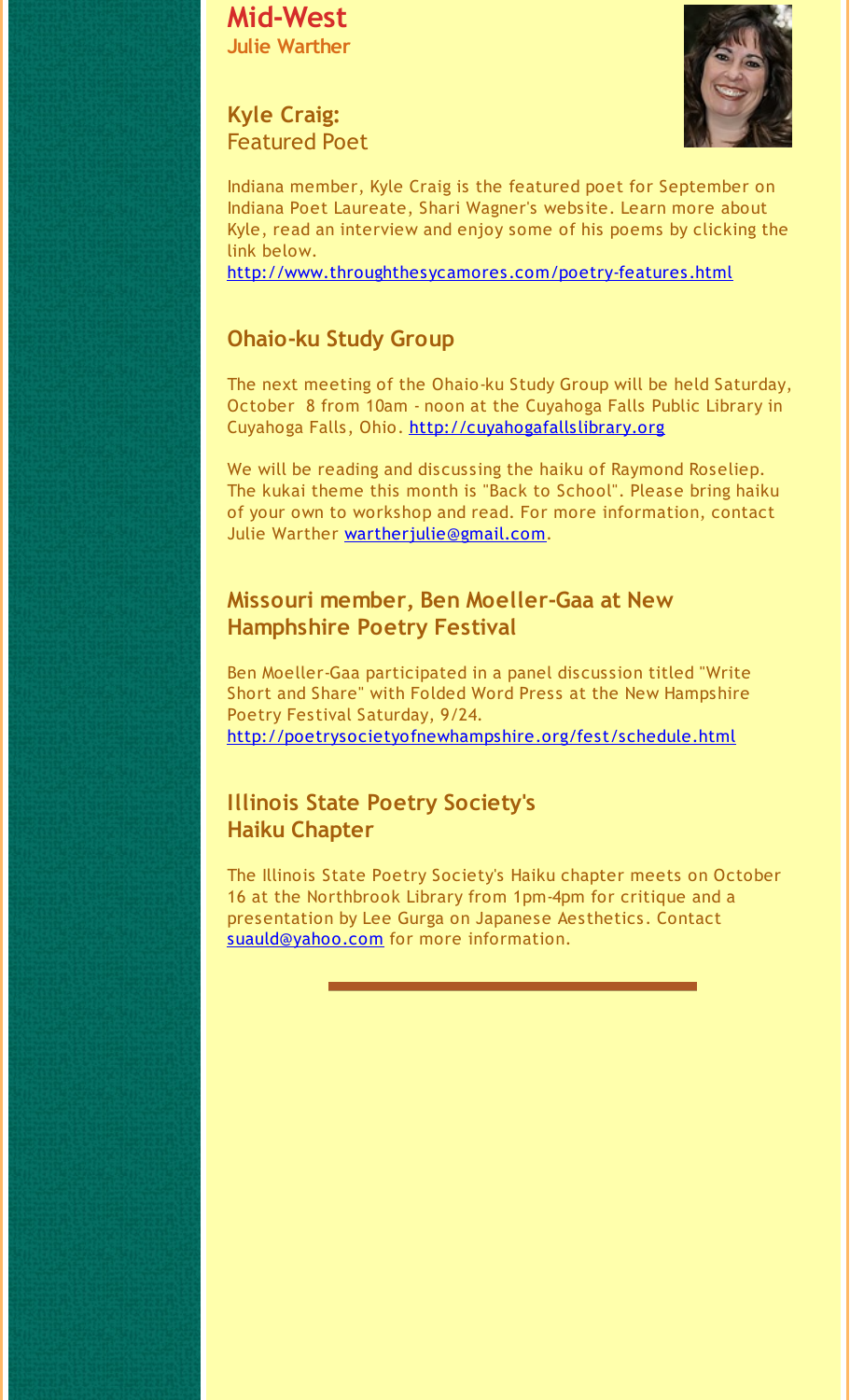# Mid-West

**Julie Warther**

## Kyle Craig: Featured Poet

Indiana member, Kyle Craig is the featured poet for September on Indiana Poet Laureate, Shari Wagner's website. Learn more about Kyle, read an interview and enjoy some of his poems by clicking the link below.
http://www.throughthesycamores.com/poetry-features.html

## Ohaio-ku Study Group

The next meeting of the Ohaio-ku Study Group will be held Saturday, October 8 from 10am - noon at the Cuyahoga Falls Public Library in Cuyahoga Falls, Ohio. http://cuyahogafallslibrary.org

We will be reading and discussing the haiku of Raymond Roseliep. The kukai theme this month is "Back to School". Please bring haiku of your own to workshop and read. For more information, contact Julie Warther wartherjulie@gmail.com.

## Missouri member, Ben Moeller-Gaa at New Hamphshire Poetry Festival

Ben Moeller-Gaa participated in a panel discussion titled "Write Short and Share" with Folded Word Press at the New Hampshire Poetry Festival Saturday, 9/24.
http://poetrysocietyofnewhampshire.org/fest/schedule.html

## Illinois State Poetry Society's Haiku Chapter

The Illinois State Poetry Society's Haiku chapter meets on October 16 at the Northbrook Library from 1pm-4pm for critique and a presentation by Lee Gurga on Japanese Aesthetics. Contact suauld@yahoo.com for more information.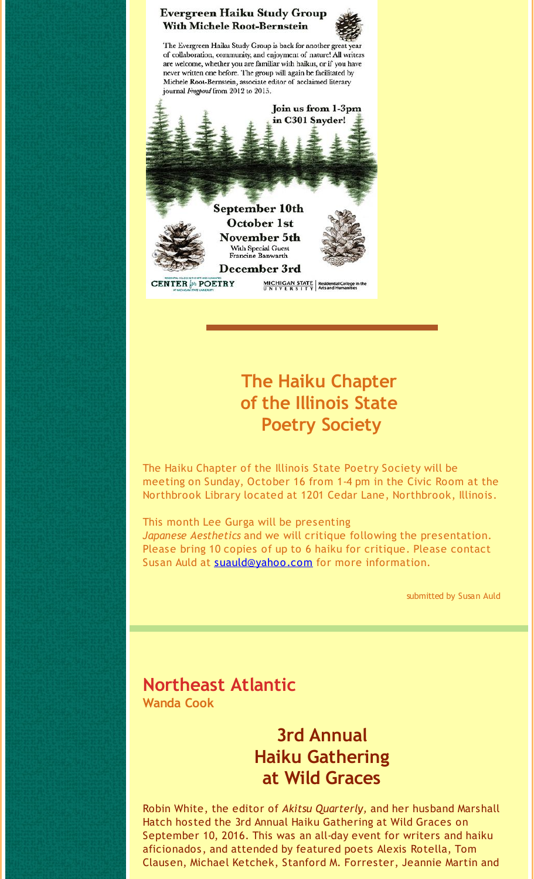**Evergreen Haiku Study Group**
**With Michele Root-Bernstein**

The Evergreen Haiku Study Group is back for another great year of collaboration, community, and enjoyment of nature! All writers are welcome, whether you are familiar with haikus, or if you have never written one before. The group will again be facilitated by Michele Root-Bernstein, associate editor of acclaimed literary journal *Frogpond* from 2012 to 2015.

**Join us from 1-3pm in C301 Snyder!**

**September 10th**
**October 1st**
**November 5th**
With Special Guest
Francine Banwarth
**December 3rd**

CENTER for POETRY

MICHIGAN STATE UNIVERSITY | Residential College in the Arts and Humanities

## The Haiku Chapter of the Illinois State Poetry Society

The Haiku Chapter of the Illinois State Poetry Society will be meeting on Sunday, October 16 from 1-4 pm in the Civic Room at the Northbrook Library located at 1201 Cedar Lane, Northbrook, Illinois.

This month Lee Gurga will be presenting *Japanese Aesthetics* and we will critique following the presentation. Please bring 10 copies of up to 6 haiku for critique. Please contact Susan Auld at suauld@yahoo.com for more information.

submitted by Susan Auld

## Northeast Atlantic
**Wanda Cook**

## 3rd Annual Haiku Gathering at Wild Graces

Robin White, the editor of *Akitsu Quarterly*, and her husband Marshall Hatch hosted the 3rd Annual Haiku Gathering at Wild Graces on September 10, 2016. This was an all-day event for writers and haiku aficionados, and attended by featured poets Alexis Rotella, Tom Clausen, Michael Ketchek, Stanford M. Forrester, Jeannie Martin and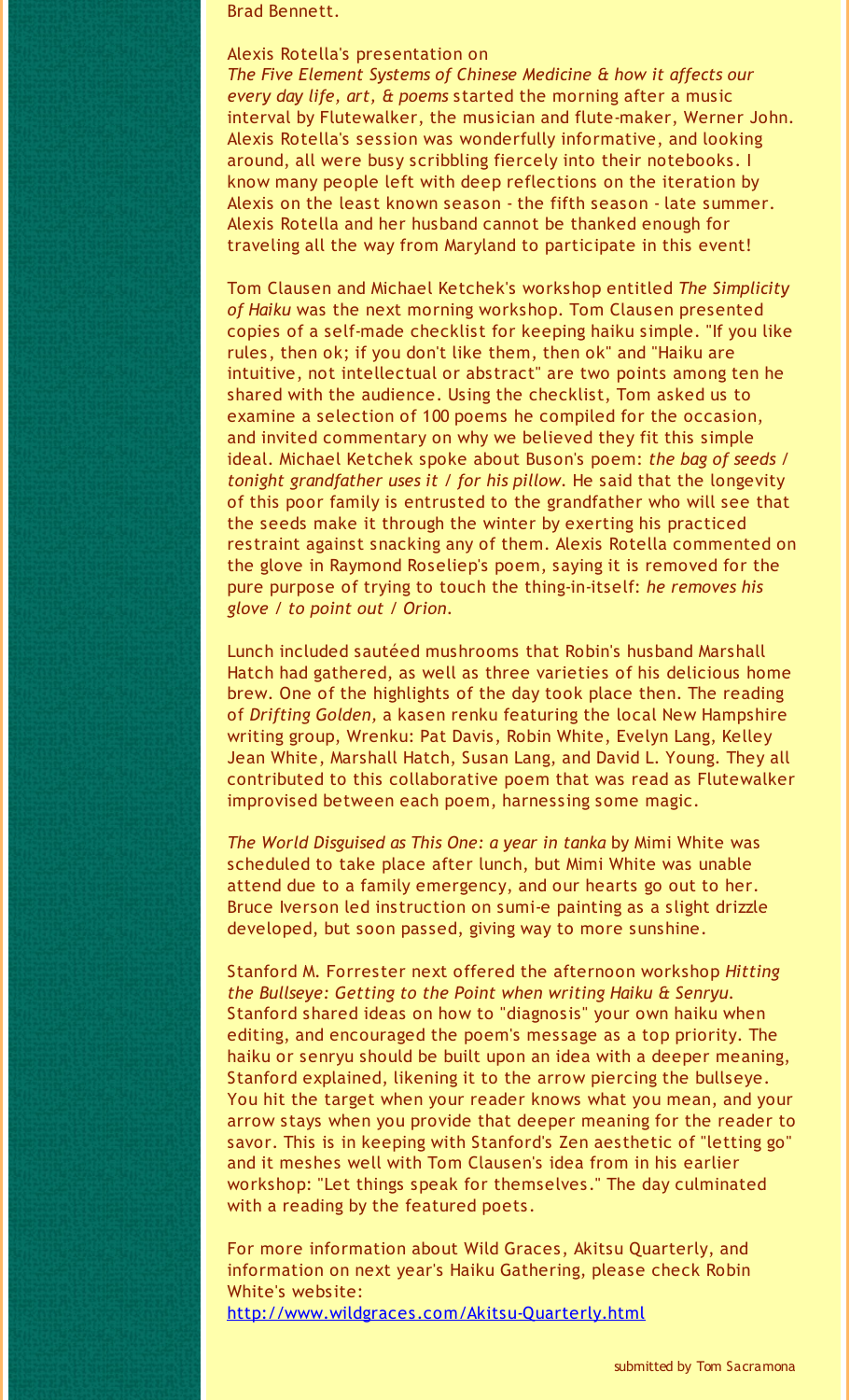Brad Bennett.

Alexis Rotella's presentation on *The Five Element Systems of Chinese Medicine & how it affects our every day life, art, & poems* started the morning after a music interval by Flutewalker, the musician and flute-maker, Werner John. Alexis Rotella's session was wonderfully informative, and looking around, all were busy scribbling fiercely into their notebooks. I know many people left with deep reflections on the iteration by Alexis on the least known season - the fifth season - late summer. Alexis Rotella and her husband cannot be thanked enough for traveling all the way from Maryland to participate in this event!

Tom Clausen and Michael Ketchek's workshop entitled *The Simplicity of Haiku* was the next morning workshop. Tom Clausen presented copies of a self-made checklist for keeping haiku simple. "If you like rules, then ok; if you don't like them, then ok" and "Haiku are intuitive, not intellectual or abstract" are two points among ten he shared with the audience. Using the checklist, Tom asked us to examine a selection of 100 poems he compiled for the occasion, and invited commentary on why we believed they fit this simple ideal. Michael Ketchek spoke about Buson's poem: *the bag of seeds / tonight grandfather uses it / for his pillow.* He said that the longevity of this poor family is entrusted to the grandfather who will see that the seeds make it through the winter by exerting his practiced restraint against snacking any of them. Alexis Rotella commented on the glove in Raymond Roseliep's poem, saying it is removed for the pure purpose of trying to touch the thing-in-itself: *he removes his glove / to point out / Orion.*

Lunch included sautéed mushrooms that Robin's husband Marshall Hatch had gathered, as well as three varieties of his delicious home brew. One of the highlights of the day took place then. The reading of *Drifting Golden,* a kasen renku featuring the local New Hampshire writing group, Wrenku: Pat Davis, Robin White, Evelyn Lang, Kelley Jean White, Marshall Hatch, Susan Lang, and David L. Young. They all contributed to this collaborative poem that was read as Flutewalker improvised between each poem, harnessing some magic.

*The World Disguised as This One: a year in tanka* by Mimi White was scheduled to take place after lunch, but Mimi White was unable attend due to a family emergency, and our hearts go out to her. Bruce Iverson led instruction on sumi-e painting as a slight drizzle developed, but soon passed, giving way to more sunshine.

Stanford M. Forrester next offered the afternoon workshop *Hitting the Bullseye: Getting to the Point when writing Haiku & Senryu.* Stanford shared ideas on how to "diagnosis" your own haiku when editing, and encouraged the poem's message as a top priority. The haiku or senryu should be built upon an idea with a deeper meaning, Stanford explained, likening it to the arrow piercing the bullseye. You hit the target when your reader knows what you mean, and your arrow stays when you provide that deeper meaning for the reader to savor. This is in keeping with Stanford's Zen aesthetic of "letting go" and it meshes well with Tom Clausen's idea from in his earlier workshop: "Let things speak for themselves." The day culminated with a reading by the featured poets.

For more information about Wild Graces, Akitsu Quarterly, and information on next year's Haiku Gathering, please check Robin White's website:
http://www.wildgraces.com/Akitsu-Quarterly.html

submitted by Tom Sacramona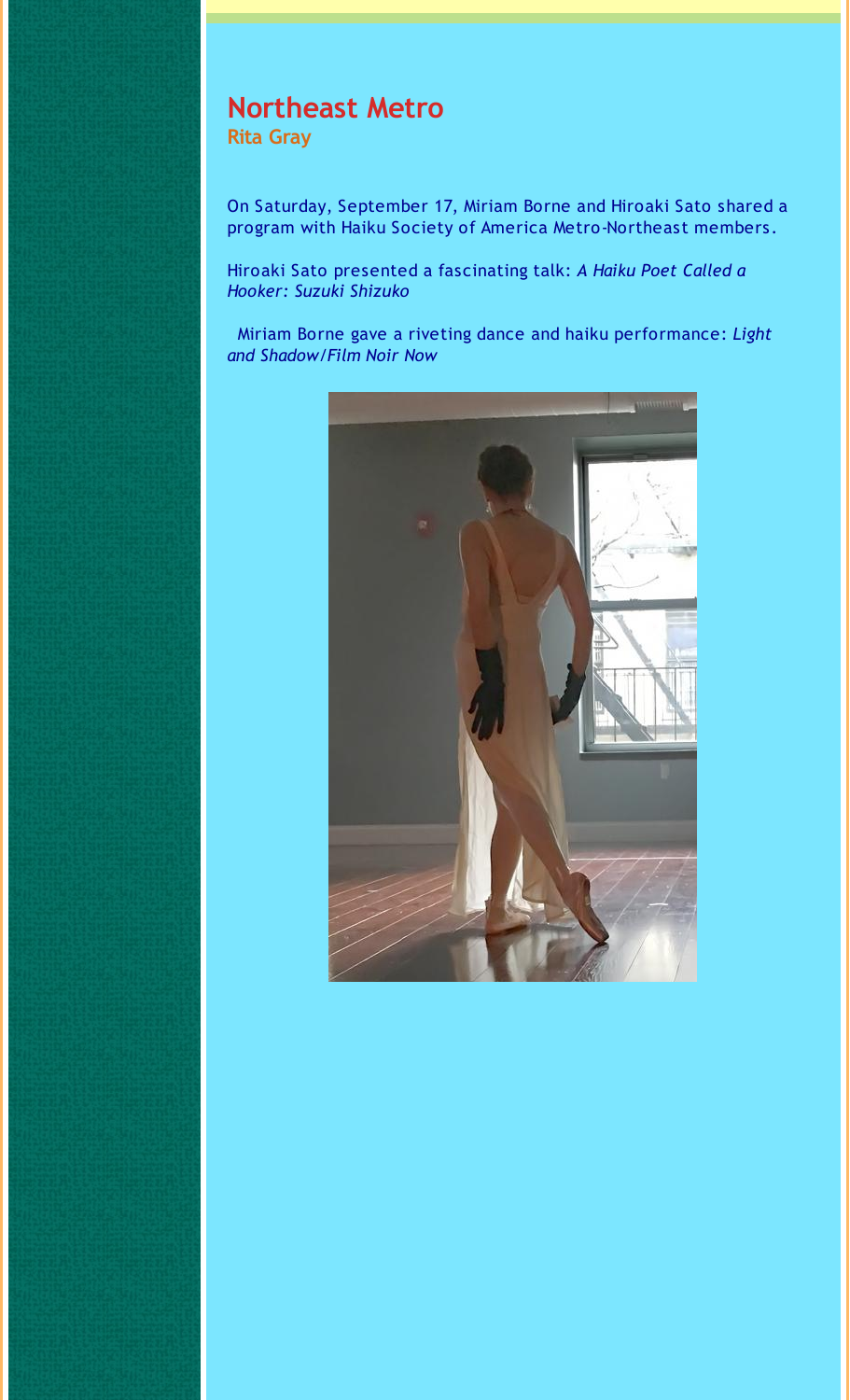## Northeast Metro

**Rita Gray**

On Saturday, September 17, Miriam Borne and Hiroaki Sato shared a program with Haiku Society of America Metro-Northeast members.

Hiroaki Sato presented a fascinating talk: *A Haiku Poet Called a Hooker: Suzuki Shizuko*

Miriam Borne gave a riveting dance and haiku performance: *Light and Shadow/Film Noir Now*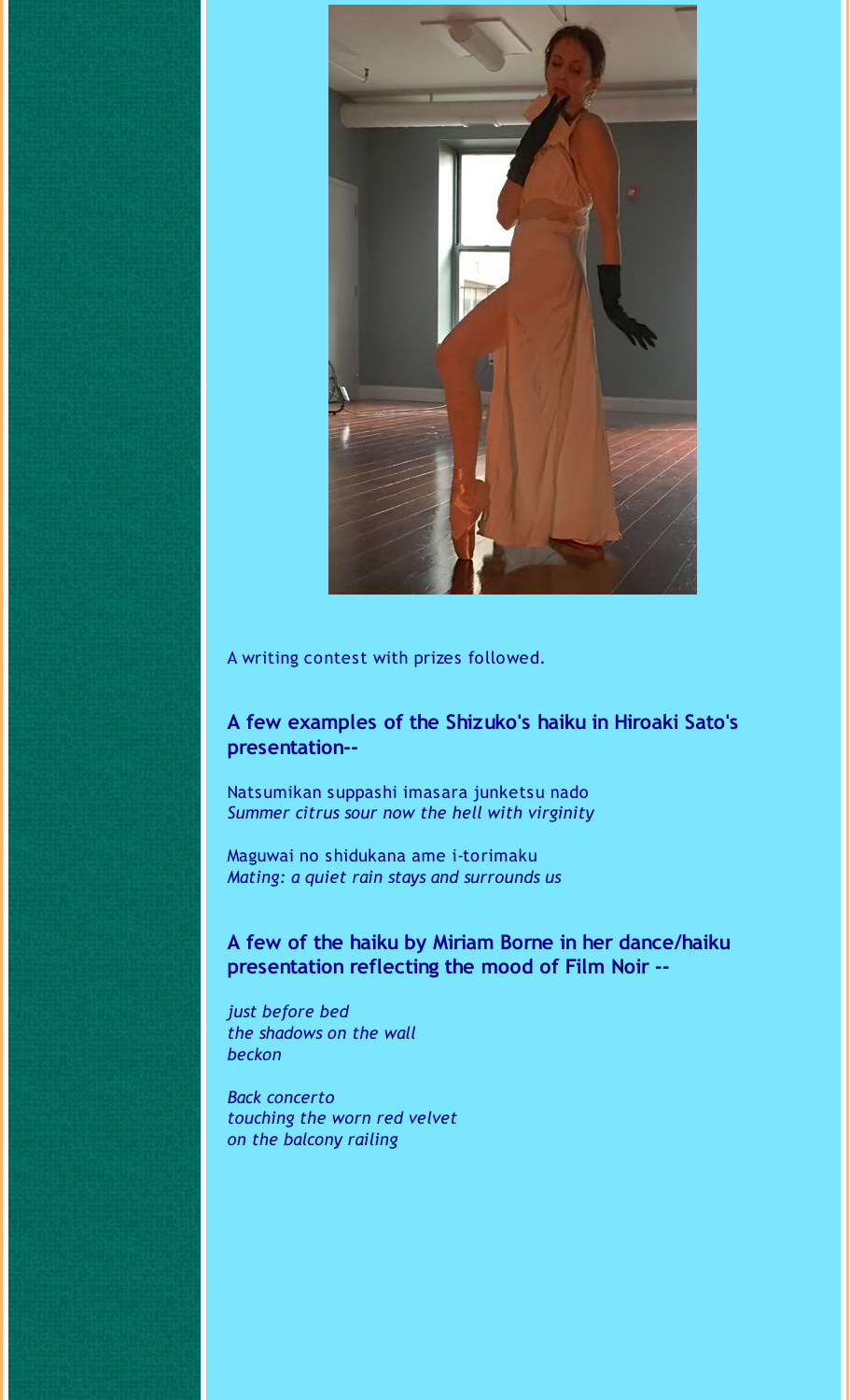A writing contest with prizes followed.

**A few examples of the Shizuko's haiku in Hiroaki Sato's presentation--**

Natsumikan suppashi imasara junketsu nado
*Summer citrus sour now the hell with virginity*

Maguwai no shidukana ame i-torimaku
*Mating: a quiet rain stays and surrounds us*

**A few of the haiku by Miriam Borne in her dance/haiku presentation reflecting the mood of Film Noir --**

*just before bed*
*the shadows on the wall*
*beckon*

*Back concerto*
*touching the worn red velvet*
*on the balcony railing*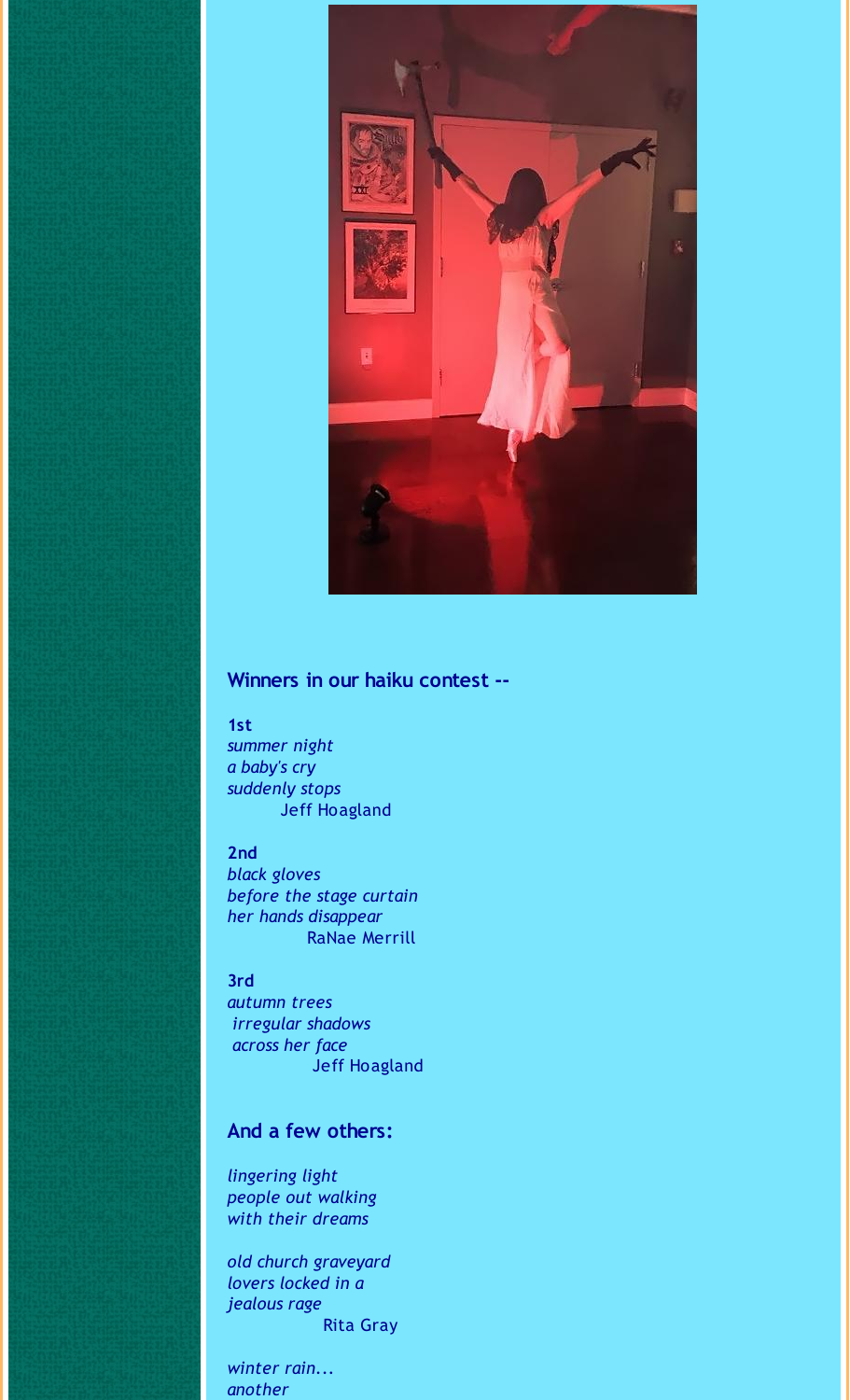## Winners in our haiku contest --

**1st**
*summer night*
*a baby's cry*
*suddenly stops*
Jeff Hoagland

**2nd**
*black gloves*
*before the stage curtain*
*her hands disappear*
RaNae Merrill

**3rd**
*autumn trees*
*irregular shadows*
*across her face*
Jeff Hoagland

## And a few others:

*lingering light*
*people out walking*
*with their dreams*

*old church graveyard*
*lovers locked in a*
*jealous rage*
Rita Gray

*winter rain...*
*another*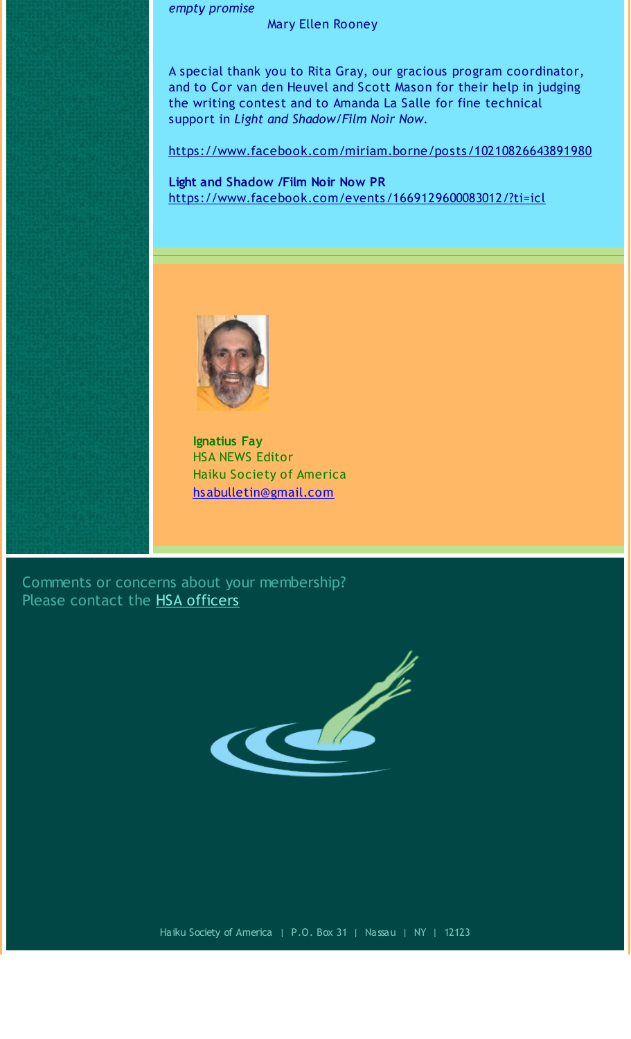*empty promise*

Mary Ellen Rooney

A special thank you to Rita Gray, our gracious program coordinator, and to Cor van den Heuvel and Scott Mason for their help in judging the writing contest and to Amanda La Salle for fine technical support in *Light and Shadow/Film Noir Now*.

https://www.facebook.com/miriam.borne/posts/10210826643891980

**Light and Shadow /Film Noir Now PR**
https://www.facebook.com/events/1669129600083012/?ti=icl

**Ignatius Fay**
HSA NEWS Editor
Haiku Society of America
hsabulletin@gmail.com

Comments or concerns about your membership?
Please contact the HSA officers

Haiku Society of America | P.O. Box 31 | Nassau | NY | 12123